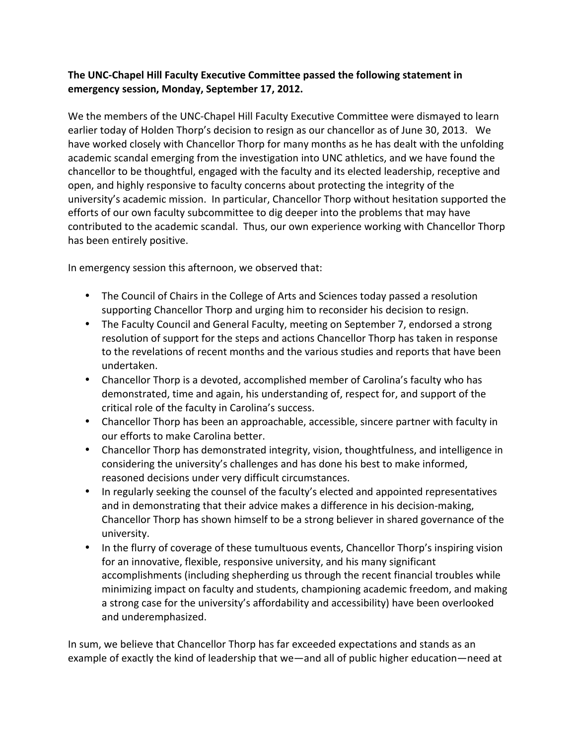**The UNC-Chapel Hill Faculty Executive Committee passed the following statement in emergency session, Monday, September 17, 2012.**

We the members of the UNC-Chapel Hill Faculty Executive Committee were dismayed to learn earlier today of Holden Thorp's decision to resign as our chancellor as of June 30, 2013. We have worked closely with Chancellor Thorp for many months as he has dealt with the unfolding academic scandal emerging from the investigation into UNC athletics, and we have found the chancellor to be thoughtful, engaged with the faculty and its elected leadership, receptive and open, and highly responsive to faculty concerns about protecting the integrity of the university's academic mission. In particular, Chancellor Thorp without hesitation supported the efforts of our own faculty subcommittee to dig deeper into the problems that may have contributed to the academic scandal. Thus, our own experience working with Chancellor Thorp has been entirely positive.

In emergency session this afternoon, we observed that:

- The Council of Chairs in the College of Arts and Sciences today passed a resolution supporting Chancellor Thorp and urging him to reconsider his decision to resign.
- The Faculty Council and General Faculty, meeting on September 7, endorsed a strong resolution of support for the steps and actions Chancellor Thorp has taken in response to the revelations of recent months and the various studies and reports that have been undertaken.
- Chancellor Thorp is a devoted, accomplished member of Carolina's faculty who has demonstrated, time and again, his understanding of, respect for, and support of the critical role of the faculty in Carolina's success.
- Chancellor Thorp has been an approachable, accessible, sincere partner with faculty in our efforts to make Carolina better.
- Chancellor Thorp has demonstrated integrity, vision, thoughtfulness, and intelligence in considering the university's challenges and has done his best to make informed, reasoned decisions under very difficult circumstances.
- In regularly seeking the counsel of the faculty's elected and appointed representatives and in demonstrating that their advice makes a difference in his decision-making, Chancellor Thorp has shown himself to be a strong believer in shared governance of the university.
- In the flurry of coverage of these tumultuous events, Chancellor Thorp's inspiring vision for an innovative, flexible, responsive university, and his many significant accomplishments (including shepherding us through the recent financial troubles while minimizing impact on faculty and students, championing academic freedom, and making a strong case for the university's affordability and accessibility) have been overlooked and underemphasized.

In sum, we believe that Chancellor Thorp has far exceeded expectations and stands as an example of exactly the kind of leadership that we—and all of public higher education—need at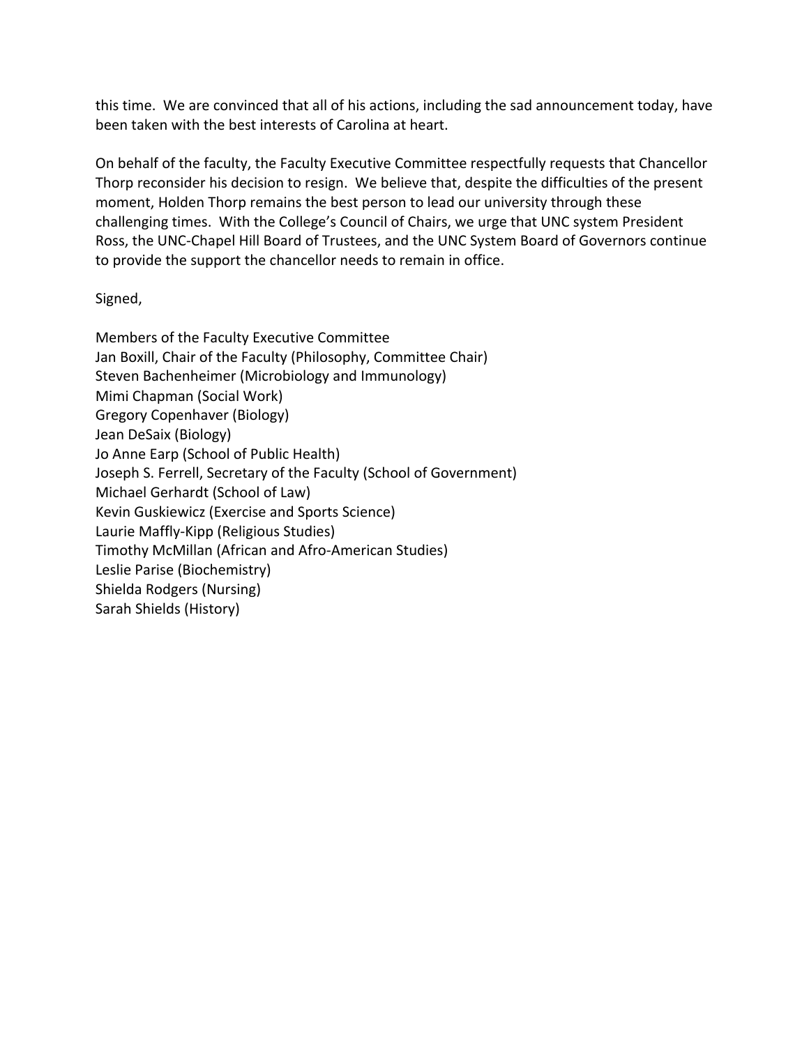this time. We are convinced that all of his actions, including the sad announcement today, have been taken with the best interests of Carolina at heart.

On behalf of the faculty, the Faculty Executive Committee respectfully requests that Chancellor Thorp reconsider his decision to resign. We believe that, despite the difficulties of the present moment, Holden Thorp remains the best person to lead our university through these challenging times. With the College's Council of Chairs, we urge that UNC system President Ross, the UNC-Chapel Hill Board of Trustees, and the UNC System Board of Governors continue to provide the support the chancellor needs to remain in office.

Signed,

Members of the Faculty Executive Committee
Jan Boxill, Chair of the Faculty (Philosophy, Committee Chair)
Steven Bachenheimer (Microbiology and Immunology)
Mimi Chapman (Social Work)
Gregory Copenhaver (Biology)
Jean DeSaix (Biology)
Jo Anne Earp (School of Public Health)
Joseph S. Ferrell, Secretary of the Faculty (School of Government)
Michael Gerhardt (School of Law)
Kevin Guskiewicz (Exercise and Sports Science)
Laurie Maffly-Kipp (Religious Studies)
Timothy McMillan (African and Afro-American Studies)
Leslie Parise (Biochemistry)
Shielda Rodgers (Nursing)
Sarah Shields (History)